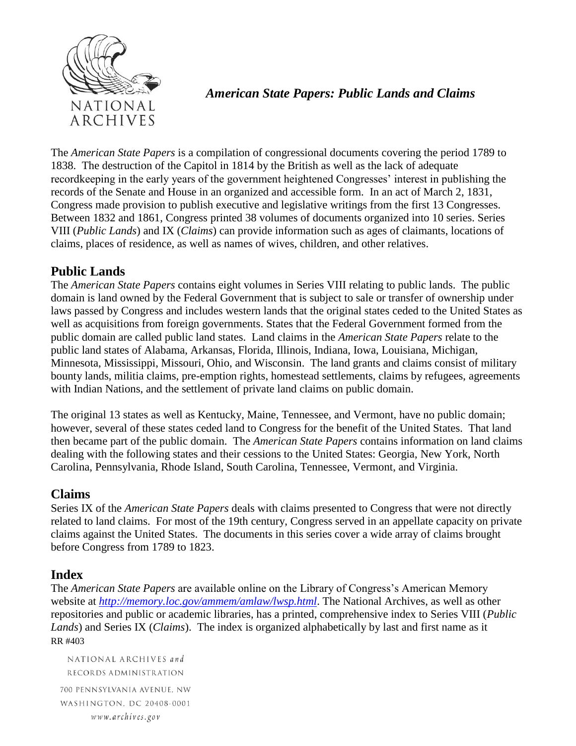# *American State Papers: Public Lands and Claims*

The *American State Papers* is a compilation of congressional documents covering the period 1789 to 1838. The destruction of the Capitol in 1814 by the British as well as the lack of adequate recordkeeping in the early years of the government heightened Congresses' interest in publishing the records of the Senate and House in an organized and accessible form. In an act of March 2, 1831, Congress made provision to publish executive and legislative writings from the first 13 Congresses. Between 1832 and 1861, Congress printed 38 volumes of documents organized into 10 series. Series VIII (*Public Lands*) and IX (*Claims*) can provide information such as ages of claimants, locations of claims, places of residence, as well as names of wives, children, and other relatives.

## Public Lands

The *American State Papers* contains eight volumes in Series VIII relating to public lands. The public domain is land owned by the Federal Government that is subject to sale or transfer of ownership under laws passed by Congress and includes western lands that the original states ceded to the United States as well as acquisitions from foreign governments. States that the Federal Government formed from the public domain are called public land states. Land claims in the *American State Papers* relate to the public land states of Alabama, Arkansas, Florida, Illinois, Indiana, Iowa, Louisiana, Michigan, Minnesota, Mississippi, Missouri, Ohio, and Wisconsin. The land grants and claims consist of military bounty lands, militia claims, pre-emption rights, homestead settlements, claims by refugees, agreements with Indian Nations, and the settlement of private land claims on public domain.

The original 13 states as well as Kentucky, Maine, Tennessee, and Vermont, have no public domain; however, several of these states ceded land to Congress for the benefit of the United States. That land then became part of the public domain. The *American State Papers* contains information on land claims dealing with the following states and their cessions to the United States: Georgia, New York, North Carolina, Pennsylvania, Rhode Island, South Carolina, Tennessee, Vermont, and Virginia.

## Claims

Series IX of the *American State Papers* deals with claims presented to Congress that were not directly related to land claims. For most of the 19th century, Congress served in an appellate capacity on private claims against the United States. The documents in this series cover a wide array of claims brought before Congress from 1789 to 1823.

## Index

The *American State Papers* are available online on the Library of Congress's American Memory website at *http://memory.loc.gov/ammem/amlaw/lwsp.html*. The National Archives, as well as other repositories and public or academic libraries, has a printed, comprehensive index to Series VIII (*Public Lands*) and Series IX (*Claims*). The index is organized alphabetically by last and first name as it

RR #403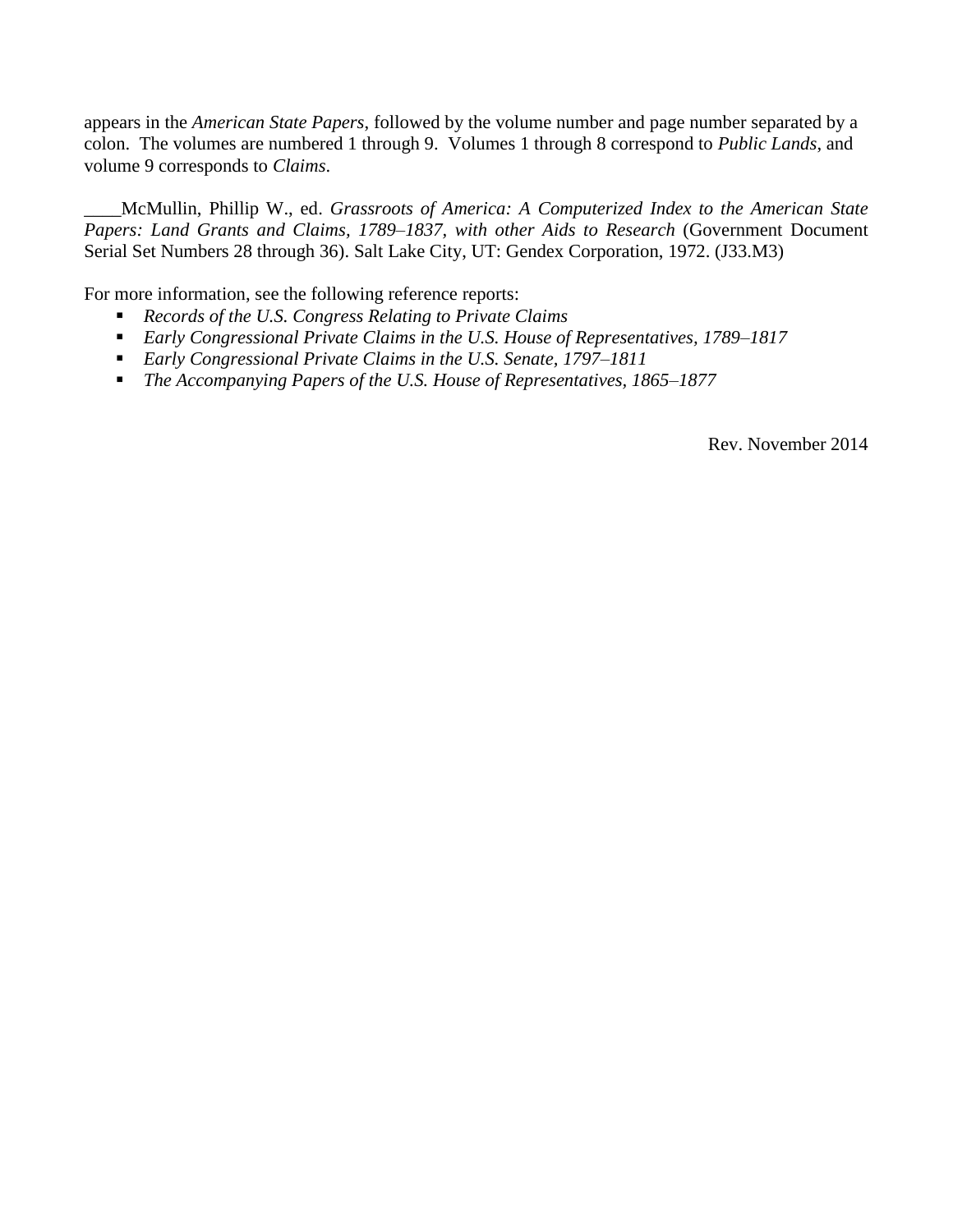appears in the *American State Papers*, followed by the volume number and page number separated by a colon. The volumes are numbered 1 through 9. Volumes 1 through 8 correspond to *Public Lands*, and volume 9 corresponds to *Claims*.

____McMullin, Phillip W., ed. *Grassroots of America: A Computerized Index to the American State Papers: Land Grants and Claims, 1789–1837, with other Aids to Research* (Government Document Serial Set Numbers 28 through 36). Salt Lake City, UT: Gendex Corporation, 1972. (J33.M3)

For more information, see the following reference reports:

- *Records of the U.S. Congress Relating to Private Claims*
- *Early Congressional Private Claims in the U.S. House of Representatives, 1789–1817*
- *Early Congressional Private Claims in the U.S. Senate, 1797–1811*
- *The Accompanying Papers of the U.S. House of Representatives, 1865–1877*

Rev. November 2014